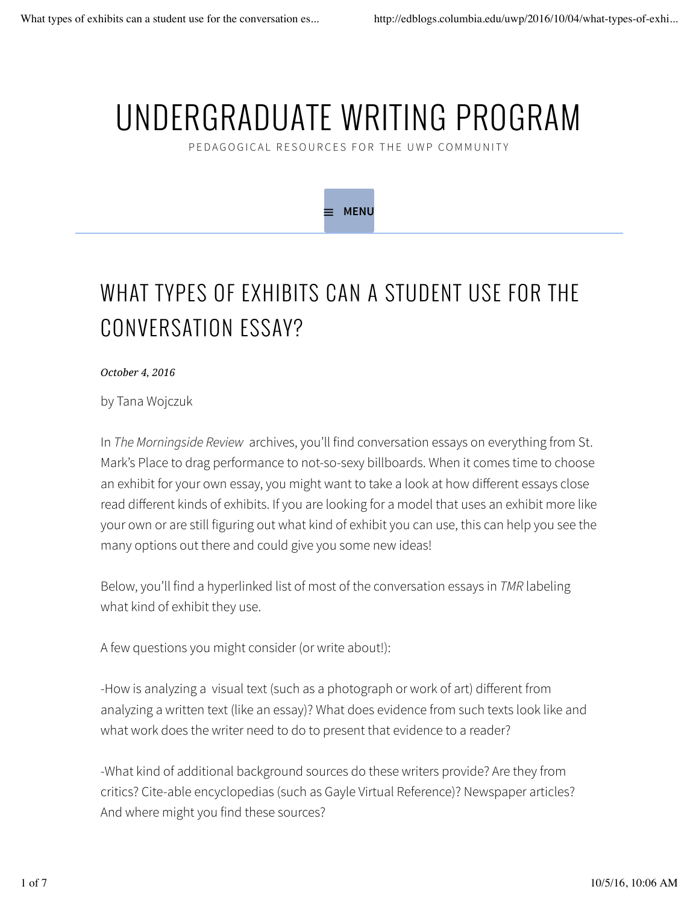# UNDERGRADUATE WRITING PROGRAM

PEDAGOGICAL RESOURCES FOR THE UWP COMMUNITY

MENU

## WHAT TYPES OF EXHIBITS CAN A STUDENT USE FOR THE CONVERSATION ESSAY?

*October 4, 2016*

by Tana Wojczuk

In *The Morningside Review* archives, you'll find conversation essays on everything from St. Mark's Place to drag performance to not-so-sexy billboards. When it comes time to choose an exhibit for your own essay, you might want to take a look at how different essays close read different kinds of exhibits. If you are looking for a model that uses an exhibit more like your own or are still figuring out what kind of exhibit you can use, this can help you see the many options out there and could give you some new ideas!

Below, you'll find a hyperlinked list of most of the conversation essays in *TMR* labeling what kind of exhibit they use.

A few questions you might consider (or write about!):

-How is analyzing a visual text (such as a photograph or work of art) different from analyzing a written text (like an essay)? What does evidence from such texts look like and what work does the writer need to do to present that evidence to a reader?

-What kind of additional background sources do these writers provide? Are they from critics? Cite-able encyclopedias (such as Gayle Virtual Reference)? Newspaper articles? And where might you find these sources?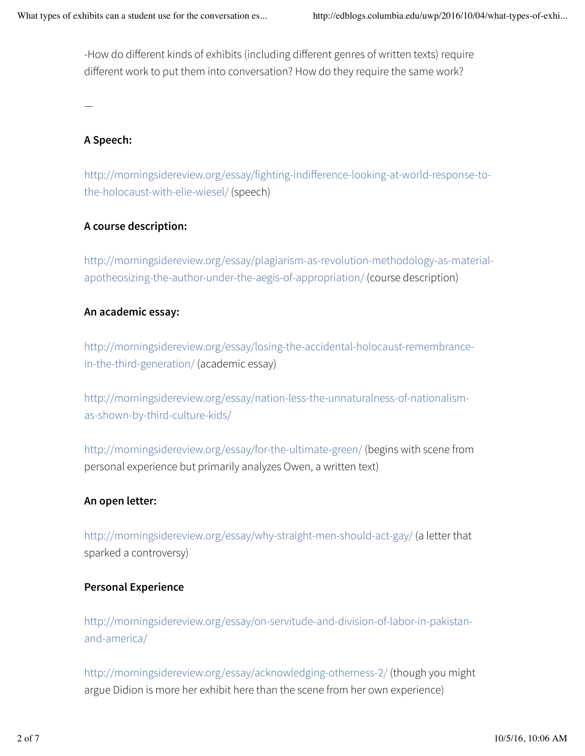-How do different kinds of exhibits (including different genres of written texts) require different work to put them into conversation? How do they require the same work?

—

**A Speech:**

http://morningsidereview.org/essay/fighting-indifference-looking-at-world-response-to-the-holocaust-with-elie-wiesel/ (speech)

**A course description:**

http://morningsidereview.org/essay/plagiarism-as-revolution-methodology-as-material-apotheosizing-the-author-under-the-aegis-of-appropriation/ (course description)

**An academic essay:**

http://morningsidereview.org/essay/losing-the-accidental-holocaust-remembrance-in-the-third-generation/ (academic essay)

http://morningsidereview.org/essay/nation-less-the-unnaturalness-of-nationalism-as-shown-by-third-culture-kids/

http://morningsidereview.org/essay/for-the-ultimate-green/ (begins with scene from personal experience but primarily analyzes Owen, a written text)

**An open letter:**

http://morningsidereview.org/essay/why-straight-men-should-act-gay/ (a letter that sparked a controversy)

**Personal Experience**

http://morningsidereview.org/essay/on-servitude-and-division-of-labor-in-pakistan-and-america/

http://morningsidereview.org/essay/acknowledging-otherness-2/ (though you might argue Didion is more her exhibit here than the scene from her own experience)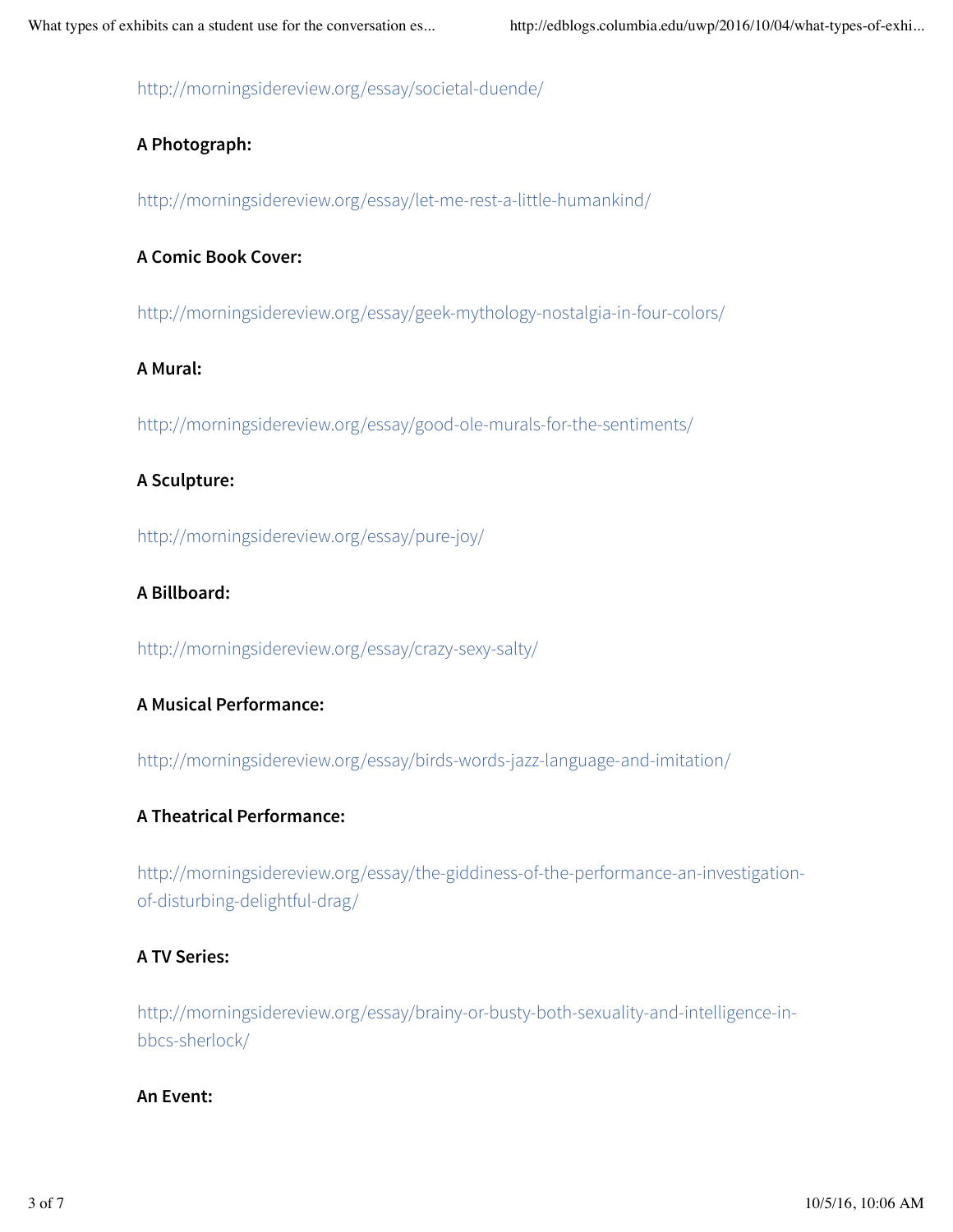http://morningsidereview.org/essay/societal-duende/

**A Photograph:**

http://morningsidereview.org/essay/let-me-rest-a-little-humankind/

**A Comic Book Cover:**

http://morningsidereview.org/essay/geek-mythology-nostalgia-in-four-colors/

**A Mural:**

http://morningsidereview.org/essay/good-ole-murals-for-the-sentiments/

**A Sculpture:**

http://morningsidereview.org/essay/pure-joy/

**A Billboard:**

http://morningsidereview.org/essay/crazy-sexy-salty/

**A Musical Performance:**

http://morningsidereview.org/essay/birds-words-jazz-language-and-imitation/

**A Theatrical Performance:**

http://morningsidereview.org/essay/the-giddiness-of-the-performance-an-investigation-of-disturbing-delightful-drag/

**A TV Series:**

http://morningsidereview.org/essay/brainy-or-busty-both-sexuality-and-intelligence-in-bbcs-sherlock/

**An Event:**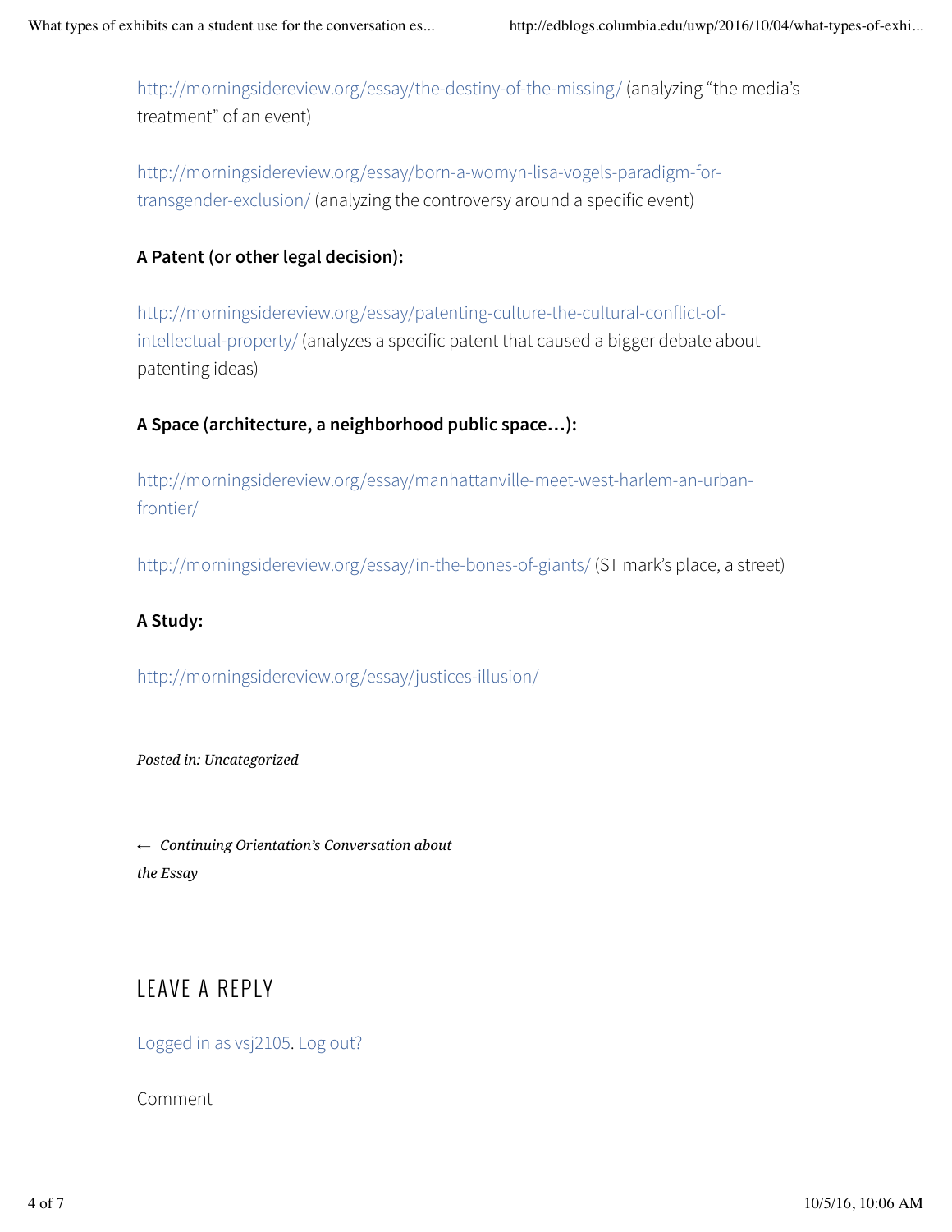http://morningsidereview.org/essay/the-destiny-of-the-missing/ (analyzing "the media's treatment" of an event)

http://morningsidereview.org/essay/born-a-womyn-lisa-vogels-paradigm-for-transgender-exclusion/ (analyzing the controversy around a specific event)

**A Patent (or other legal decision):**

http://morningsidereview.org/essay/patenting-culture-the-cultural-conflict-of-intellectual-property/ (analyzes a specific patent that caused a bigger debate about patenting ideas)

**A Space (architecture, a neighborhood public space…):**

http://morningsidereview.org/essay/manhattanville-meet-west-harlem-an-urban-frontier/

http://morningsidereview.org/essay/in-the-bones-of-giants/ (ST mark's place, a street)

**A Study:**

http://morningsidereview.org/essay/justices-illusion/

*Posted in: Uncategorized*

← *Continuing Orientation's Conversation about the Essay*

## LEAVE A REPLY

Logged in as vsj2105. Log out?

Comment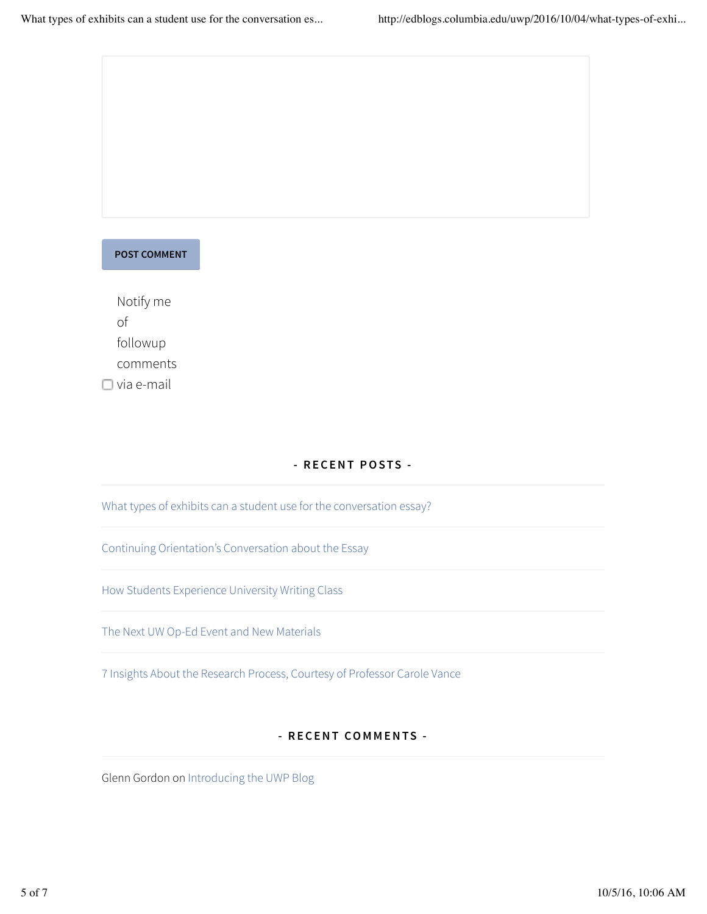POST COMMENT

Notify me of followup comments via e-mail

## - RECENT POSTS -

What types of exhibits can a student use for the conversation essay?

Continuing Orientation's Conversation about the Essay

How Students Experience University Writing Class

The Next UW Op-Ed Event and New Materials

7 Insights About the Research Process, Courtesy of Professor Carole Vance

## - RECENT COMMENTS -

Glenn Gordon on Introducing the UWP Blog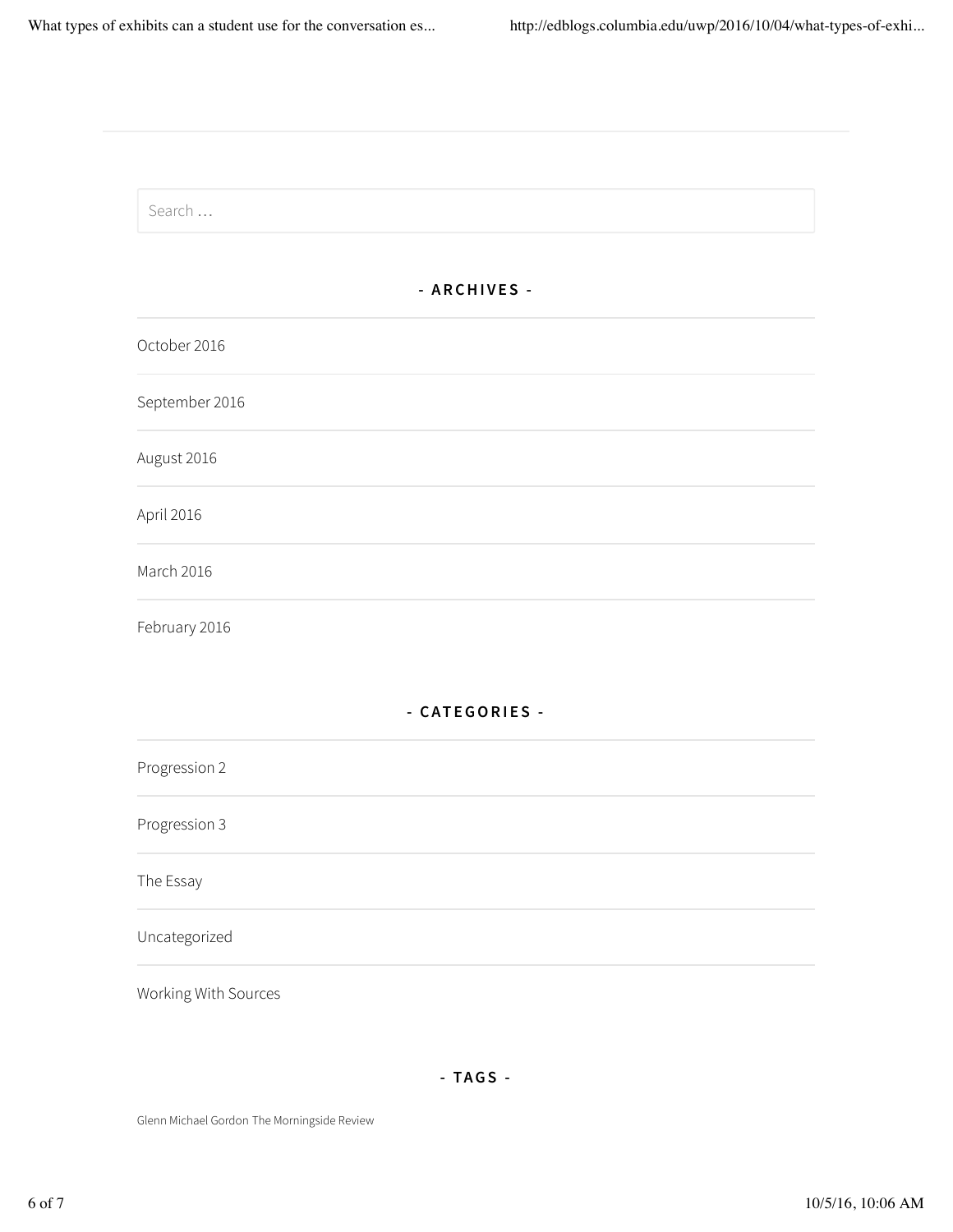Search …

## - ARCHIVES -

- October 2016
- September 2016
- August 2016
- April 2016
- March 2016
- February 2016

## - CATEGORIES -

- Progression 2
- Progression 3
- The Essay
- Uncategorized
- Working With Sources

## - TAGS -

Glenn Michael Gordon The Morningside Review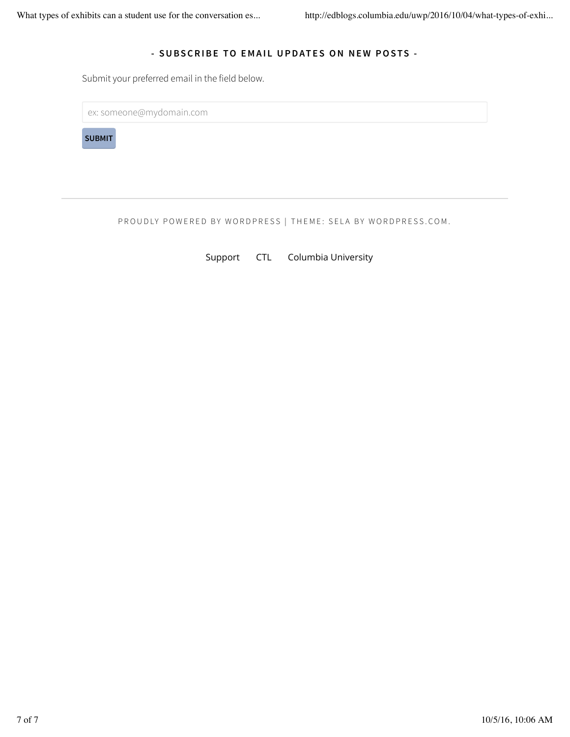### - SUBSCRIBE TO EMAIL UPDATES ON NEW POSTS -

Submit your preferred email in the field below.

ex: someone@mydomain.com

SUBMIT

---

PROUDLY POWERED BY WORDPRESS | THEME: SELA BY WORDPRESS.COM.

Support CTL Columbia University